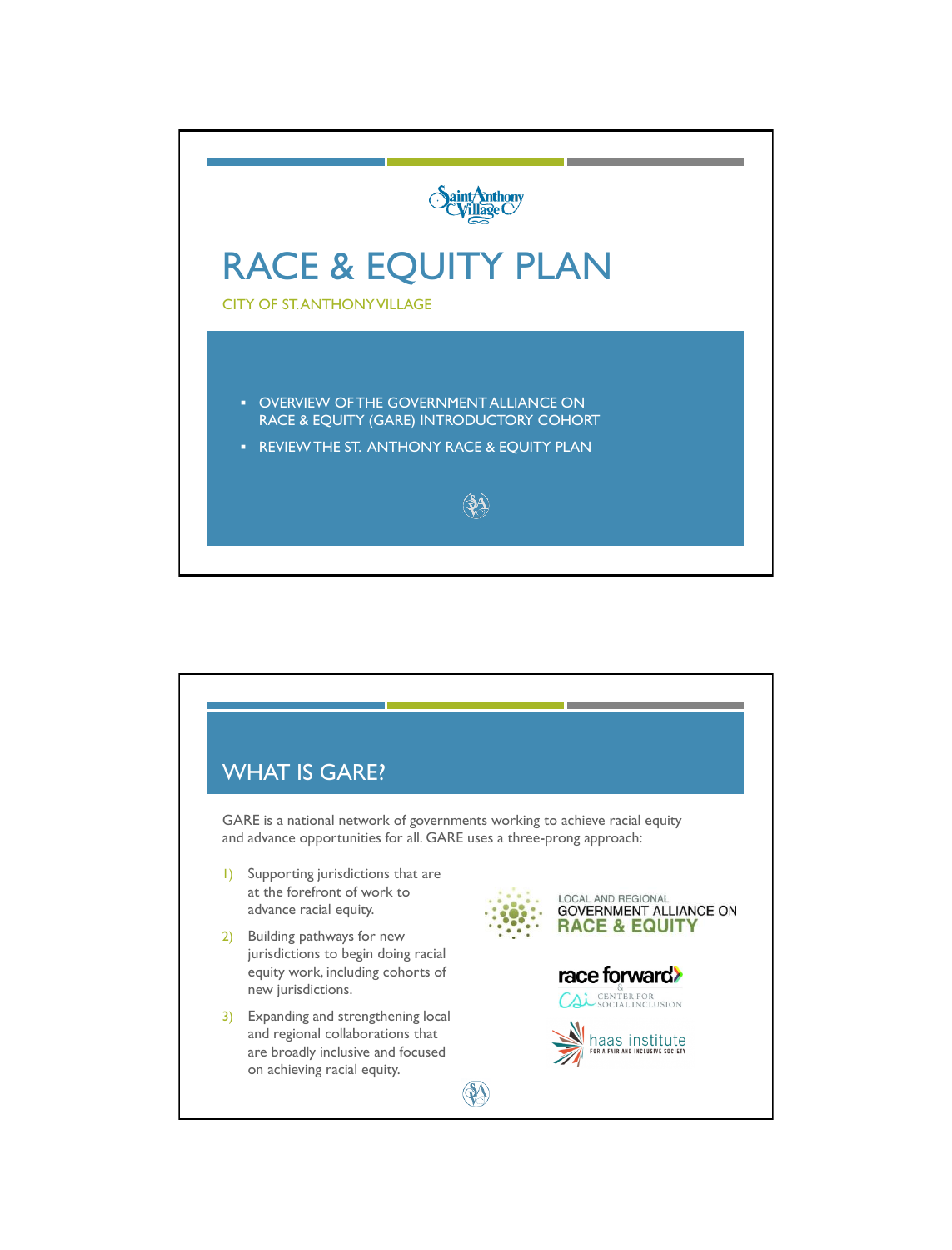Saint Anthony Village

# RACE & EQUITY PLAN

CITY OF ST. ANTHONY VILLAGE

- OVERVIEW OF THE GOVERNMENT ALLIANCE ON RACE & EQUITY (GARE) INTRODUCTORY COHORT
- REVIEW THE ST. ANTHONY RACE & EQUITY PLAN

## WHAT IS GARE?

GARE is a national network of governments working to achieve racial equity and advance opportunities for all. GARE uses a three-prong approach:

1) Supporting jurisdictions that are at the forefront of work to advance racial equity.
2) Building pathways for new jurisdictions to begin doing racial equity work, including cohorts of new jurisdictions.
3) Expanding and strengthening local and regional collaborations that are broadly inclusive and focused on achieving racial equity.

LOCAL AND REGIONAL GOVERNMENT ALLIANCE ON RACE & EQUITY

race forward & CSI CENTER FOR SOCIAL INCLUSION

haas institute FOR A FAIR AND INCLUSIVE SOCIETY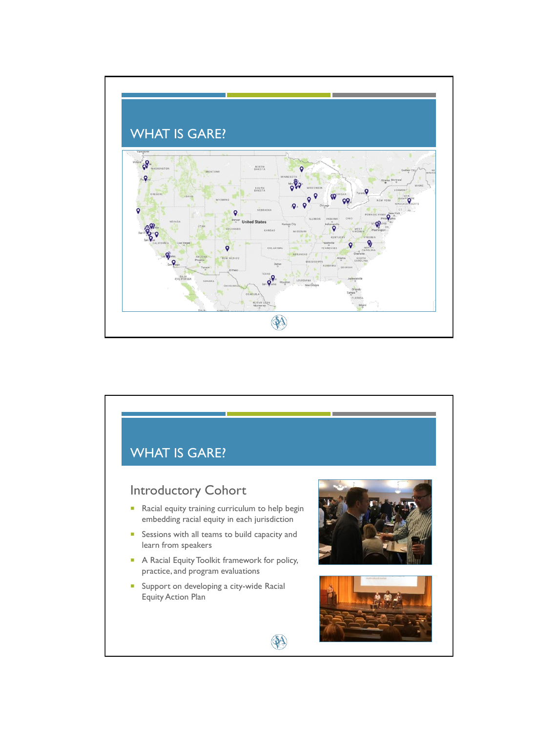# WHAT IS GARE?

# WHAT IS GARE?

## Introductory Cohort

- Racial equity training curriculum to help begin embedding racial equity in each jurisdiction
- Sessions with all teams to build capacity and learn from speakers
- A Racial Equity Toolkit framework for policy, practice, and program evaluations
- Support on developing a city-wide Racial Equity Action Plan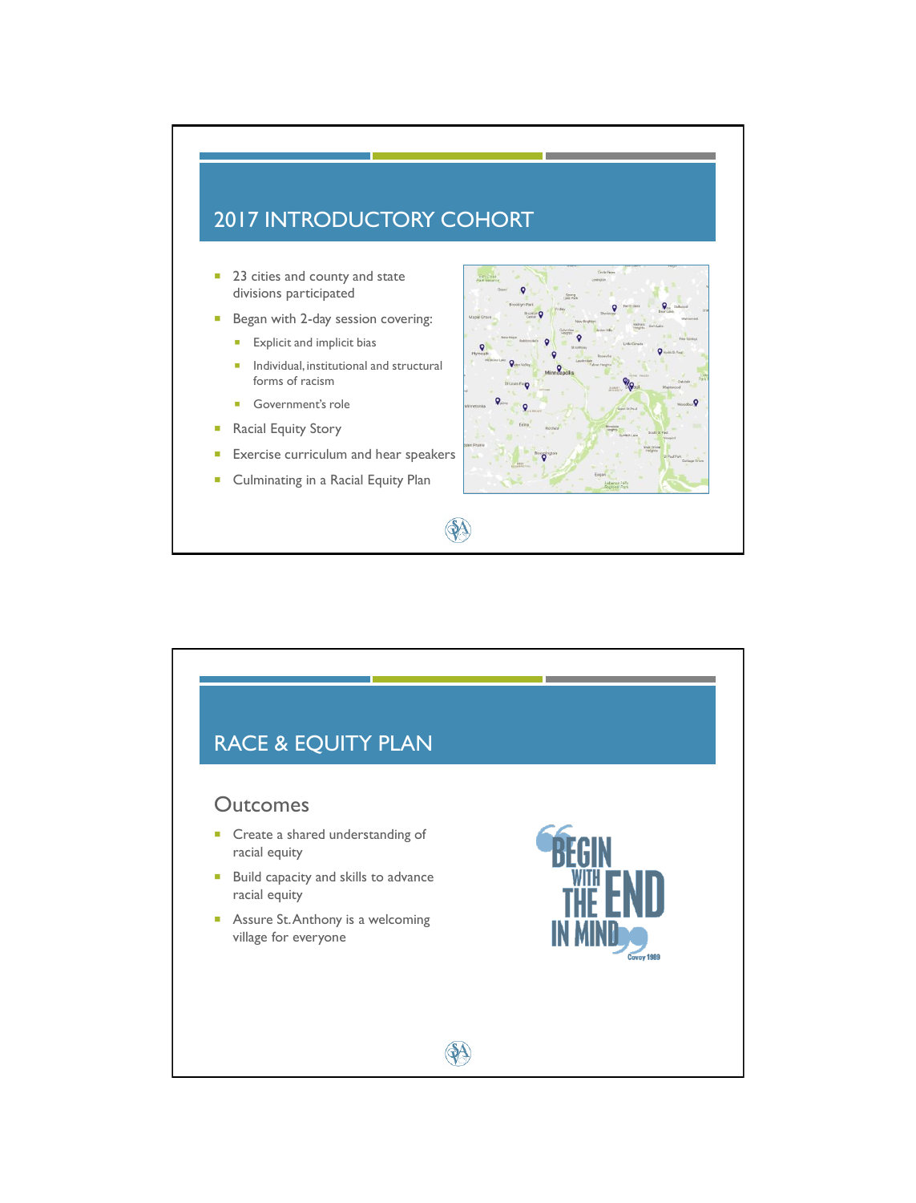## 2017 INTRODUCTORY COHORT

- 23 cities and county and state divisions participated
- Began with 2-day session covering:
  - Explicit and implicit bias
  - Individual, institutional and structural forms of racism
  - Government's role
- Racial Equity Story
- Exercise curriculum and hear speakers
- Culminating in a Racial Equity Plan

## RACE & EQUITY PLAN

### Outcomes

- Create a shared understanding of racial equity
- Build capacity and skills to advance racial equity
- Assure St. Anthony is a welcoming village for everyone

"BEGIN WITH THE END IN MIND" Covey 1989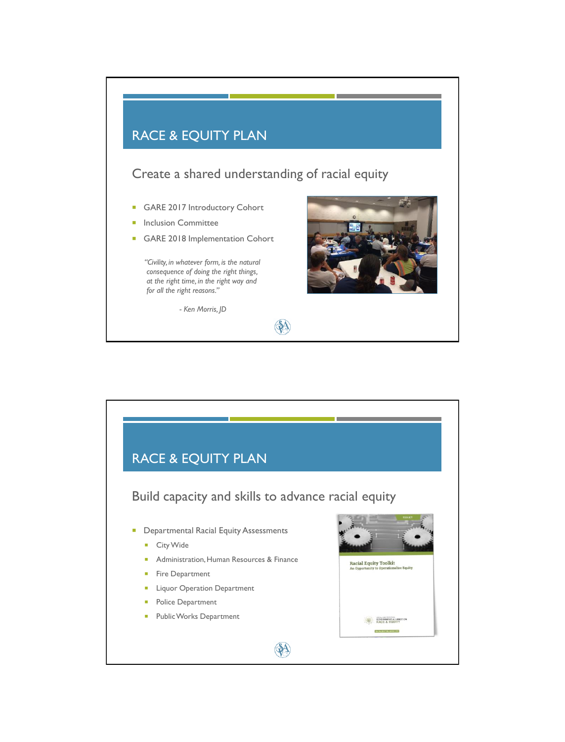# RACE & EQUITY PLAN

## Create a shared understanding of racial equity

- GARE 2017 Introductory Cohort
- Inclusion Committee
- GARE 2018 Implementation Cohort

*"Civility, in whatever form, is the natural consequence of doing the right things, at the right time, in the right way and for all the right reasons."*

*- Ken Morris, JD*

# RACE & EQUITY PLAN

## Build capacity and skills to advance racial equity

- Departmental Racial Equity Assessments
  - City Wide
  - Administration, Human Resources & Finance
  - Fire Department
  - Liquor Operation Department
  - Police Department
  - Public Works Department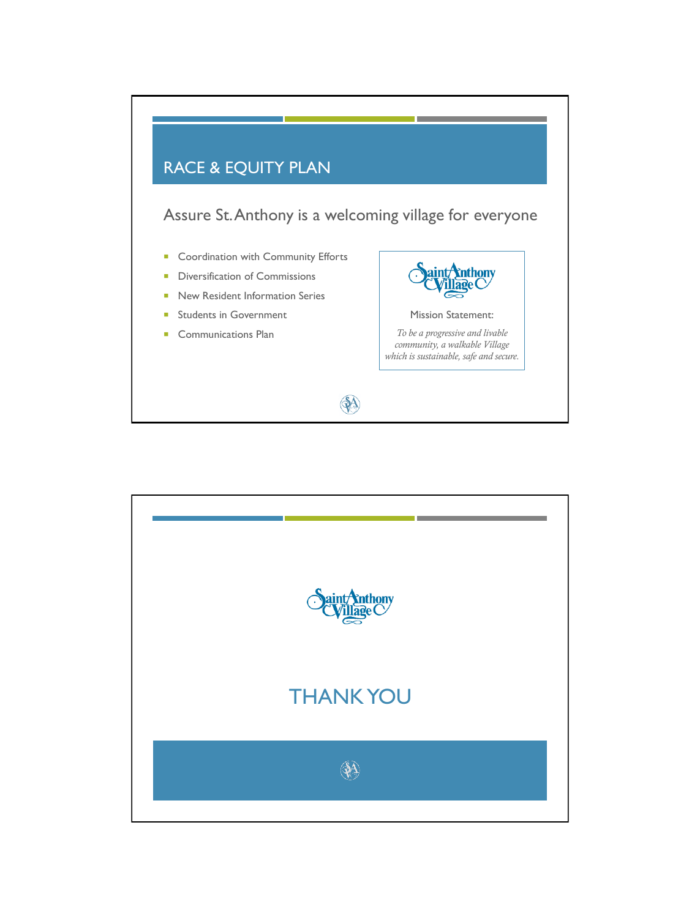## RACE & EQUITY PLAN

Assure St. Anthony is a welcoming village for everyone

- Coordination with Community Efforts
- Diversification of Commissions
- New Resident Information Series
- Students in Government
- Communications Plan

Saint Anthony Village

Mission Statement:

*To be a progressive and livable community, a walkable Village which is sustainable, safe and secure.*

Saint Anthony Village

THANK YOU